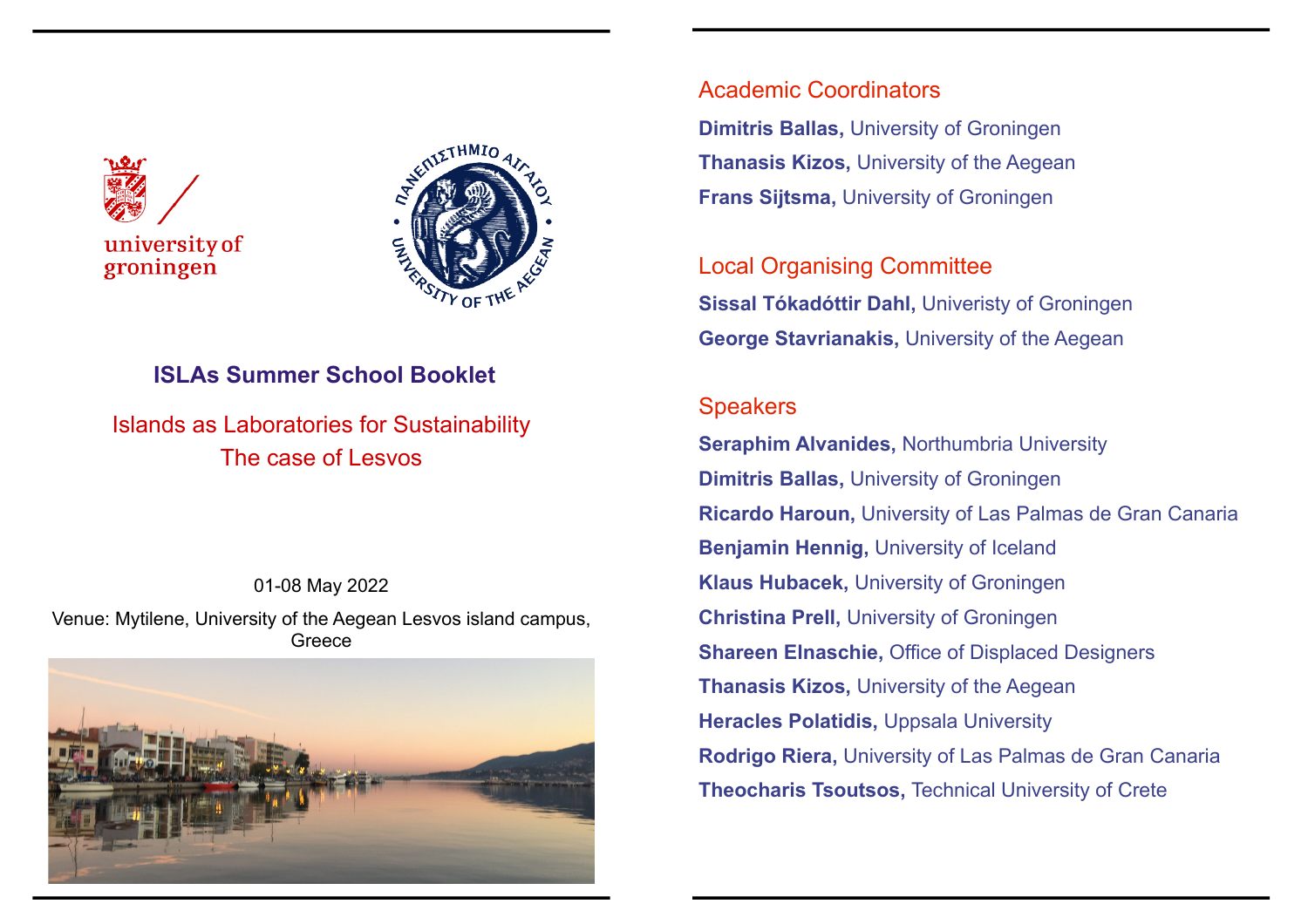university of groningen

ΠΑΝΕΠΙΣΤΗΜΙΟ ΑΙΓΑΙΟΥ • UNIVERSITY OF THE AEGEAN •

# ISLAs Summer School Booklet

## Islands as Laboratories for Sustainability
## The case of Lesvos

01-08 May 2022

Venue: Mytilene, University of the Aegean Lesvos island campus, Greece

## Academic Coordinators

**Dimitris Ballas,** University of Groningen

**Thanasis Kizos,** University of the Aegean

**Frans Sijtsma,** University of Groningen

## Local Organising Committee

**Sissal Tókadóttir Dahl,** Univeristy of Groningen

**George Stavrianakis,** University of the Aegean

## Speakers

**Seraphim Alvanides,** Northumbria University

**Dimitris Ballas,** University of Groningen

**Ricardo Haroun,** University of Las Palmas de Gran Canaria

**Benjamin Hennig,** University of Iceland

**Klaus Hubacek,** University of Groningen

**Christina Prell,** University of Groningen

**Shareen Elnaschie,** Office of Displaced Designers

**Thanasis Kizos,** University of the Aegean

**Heracles Polatidis,** Uppsala University

**Rodrigo Riera,** University of Las Palmas de Gran Canaria

**Theocharis Tsoutsos,** Technical University of Crete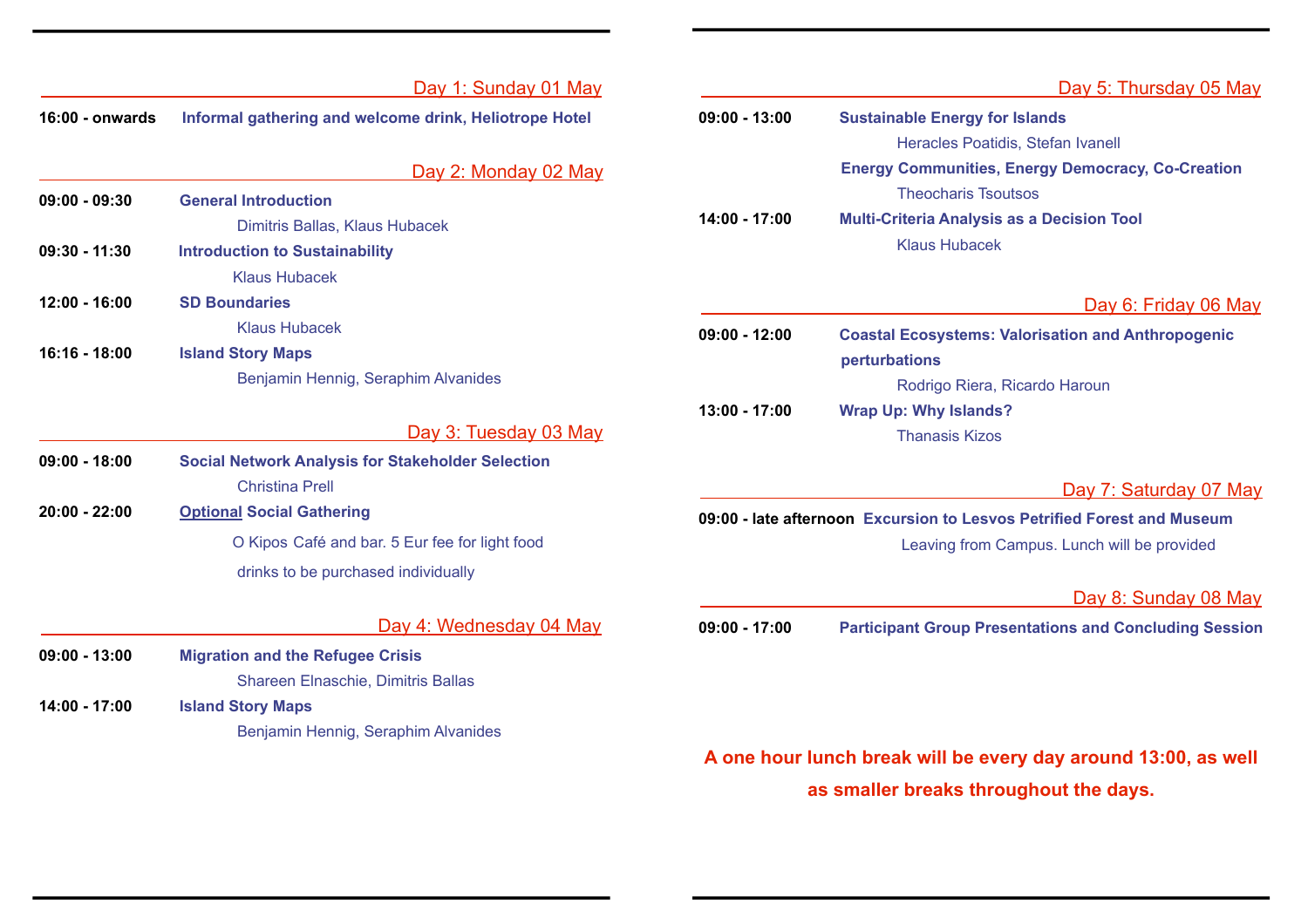## Day 1: Sunday 01 May

**16:00 - onwards** **Informal gathering and welcome drink, Heliotrope Hotel**

## Day 2: Monday 02 May

**09:00 - 09:30** **General Introduction**
Dimitris Ballas, Klaus Hubacek

**09:30 - 11:30** **Introduction to Sustainability**
Klaus Hubacek

**12:00 - 16:00** **SD Boundaries**
Klaus Hubacek

**16:16 - 18:00** **Island Story Maps**
Benjamin Hennig, Seraphim Alvanides

## Day 3: Tuesday 03 May

**09:00 - 18:00** **Social Network Analysis for Stakeholder Selection**
Christina Prell

**20:00 - 22:00** **Optional Social Gathering**
O Kipos Café and bar. 5 Eur fee for light food
drinks to be purchased individually

## Day 4: Wednesday 04 May

**09:00 - 13:00** **Migration and the Refugee Crisis**
Shareen Elnaschie, Dimitris Ballas

**14:00 - 17:00** **Island Story Maps**
Benjamin Hennig, Seraphim Alvanides

## Day 5: Thursday 05 May

**09:00 - 13:00** **Sustainable Energy for Islands**
Heracles Poatidis, Stefan Ivanell
**Energy Communities, Energy Democracy, Co-Creation**
Theocharis Tsoutsos

**14:00 - 17:00** **Multi-Criteria Analysis as a Decision Tool**
Klaus Hubacek

## Day 6: Friday 06 May

**09:00 - 12:00** **Coastal Ecosystems: Valorisation and Anthropogenic perturbations**
Rodrigo Riera, Ricardo Haroun

**13:00 - 17:00** **Wrap Up: Why Islands?**
Thanasis Kizos

## Day 7: Saturday 07 May

**09:00 - late afternoon** **Excursion to Lesvos Petrified Forest and Museum**
Leaving from Campus. Lunch will be provided

## Day 8: Sunday 08 May

**09:00 - 17:00** **Participant Group Presentations and Concluding Session**

**A one hour lunch break will be every day around 13:00, as well as smaller breaks throughout the days.**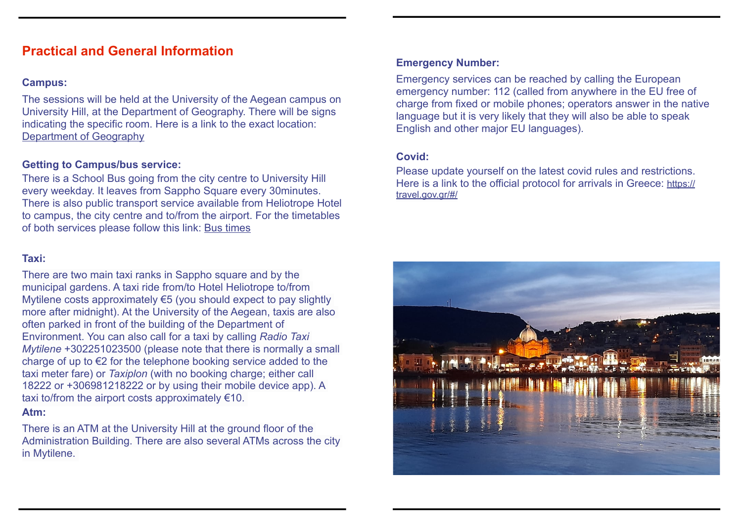## Practical and General Information

### Campus:

The sessions will be held at the University of the Aegean campus on University Hill, at the Department of Geography. There will be signs indicating the specific room. Here is a link to the exact location: [Department of Geography]

### Getting to Campus/bus service:

There is a School Bus going from the city centre to University Hill every weekday. It leaves from Sappho Square every 30minutes. There is also public transport service available from Heliotrope Hotel to campus, the city centre and to/from the airport. For the timetables of both services please follow this link: [Bus times]

### Taxi:

There are two main taxi ranks in Sappho square and by the municipal gardens. A taxi ride from/to Hotel Heliotrope to/from Mytilene costs approximately €5 (you should expect to pay slightly more after midnight). At the University of the Aegean, taxis are also often parked in front of the building of the Department of Environment. You can also call for a taxi by calling *Radio Taxi Mytilene* +302251023500 (please note that there is normally a small charge of up to €2 for the telephone booking service added to the taxi meter fare) or *Taxiplon* (with no booking charge; either call 18222 or +306981218222 or by using their mobile device app). A taxi to/from the airport costs approximately €10.

### Atm:

There is an ATM at the University Hill at the ground floor of the Administration Building. There are also several ATMs across the city in Mytilene.

### Emergency Number:

Emergency services can be reached by calling the European emergency number: 112 (called from anywhere in the EU free of charge from fixed or mobile phones; operators answer in the native language but it is very likely that they will also be able to speak English and other major EU languages).

### Covid:

Please update yourself on the latest covid rules and restrictions. Here is a link to the official protocol for arrivals in Greece: https://travel.gov.gr/#/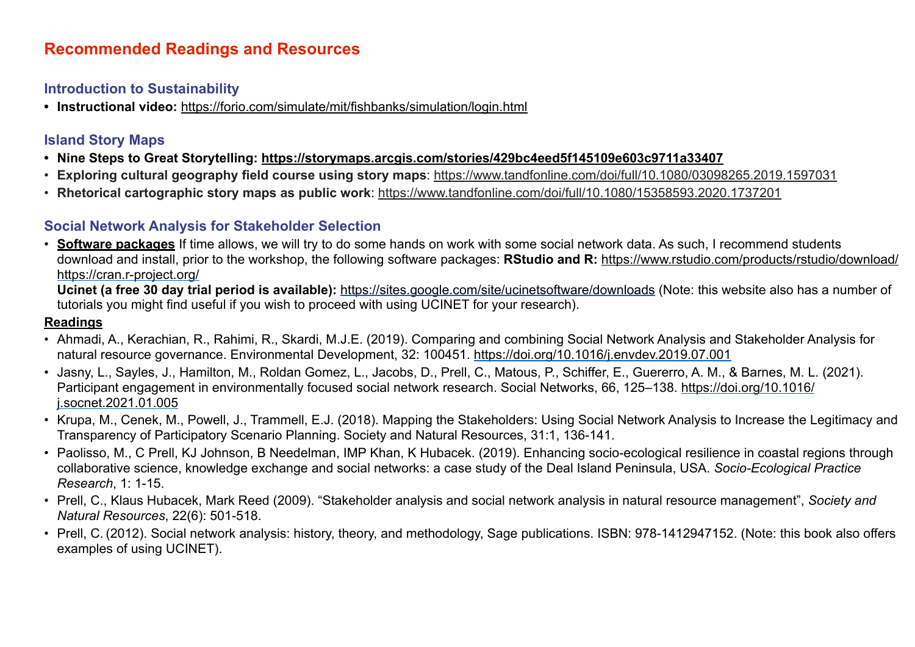# Recommended Readings and Resources

## Introduction to Sustainability

- **Instructional video:** https://forio.com/simulate/mit/fishbanks/simulation/login.html

## Island Story Maps

- **Nine Steps to Great Storytelling: https://storymaps.arcgis.com/stories/429bc4eed5f145109e603c9711a33407**
- **Exploring cultural geography field course using story maps**: https://www.tandfonline.com/doi/full/10.1080/03098265.2019.1597031
- **Rhetorical cartographic story maps as public work**: https://www.tandfonline.com/doi/full/10.1080/15358593.2020.1737201

## Social Network Analysis for Stakeholder Selection

- **Software packages** If time allows, we will try to do some hands on work with some social network data. As such, I recommend students download and install, prior to the workshop, the following software packages: **RStudio and R:** https://www.rstudio.com/products/rstudio/download/ https://cran.r-project.org/
  **Ucinet (a free 30 day trial period is available):** https://sites.google.com/site/ucinetsoftware/downloads (Note: this website also has a number of tutorials you might find useful if you wish to proceed with using UCINET for your research).

**Readings**

- Ahmadi, A., Kerachian, R., Rahimi, R., Skardi, M.J.E. (2019). Comparing and combining Social Network Analysis and Stakeholder Analysis for natural resource governance. Environmental Development, 32: 100451. https://doi.org/10.1016/j.envdev.2019.07.001
- Jasny, L., Sayles, J., Hamilton, M., Roldan Gomez, L., Jacobs, D., Prell, C., Matous, P., Schiffer, E., Guererro, A. M., & Barnes, M. L. (2021). Participant engagement in environmentally focused social network research. Social Networks, 66, 125–138. https://doi.org/10.1016/j.socnet.2021.01.005
- Krupa, M., Cenek, M., Powell, J., Trammell, E.J. (2018). Mapping the Stakeholders: Using Social Network Analysis to Increase the Legitimacy and Transparency of Participatory Scenario Planning. Society and Natural Resources, 31:1, 136-141.
- Paolisso, M., C Prell, KJ Johnson, B Needelman, IMP Khan, K Hubacek. (2019). Enhancing socio-ecological resilience in coastal regions through collaborative science, knowledge exchange and social networks: a case study of the Deal Island Peninsula, USA. *Socio-Ecological Practice Research*, 1: 1-15.
- Prell, C., Klaus Hubacek, Mark Reed (2009). "Stakeholder analysis and social network analysis in natural resource management", *Society and Natural Resources*, 22(6): 501-518.
- Prell, C. (2012). Social network analysis: history, theory, and methodology, Sage publications. ISBN: 978-1412947152. (Note: this book also offers examples of using UCINET).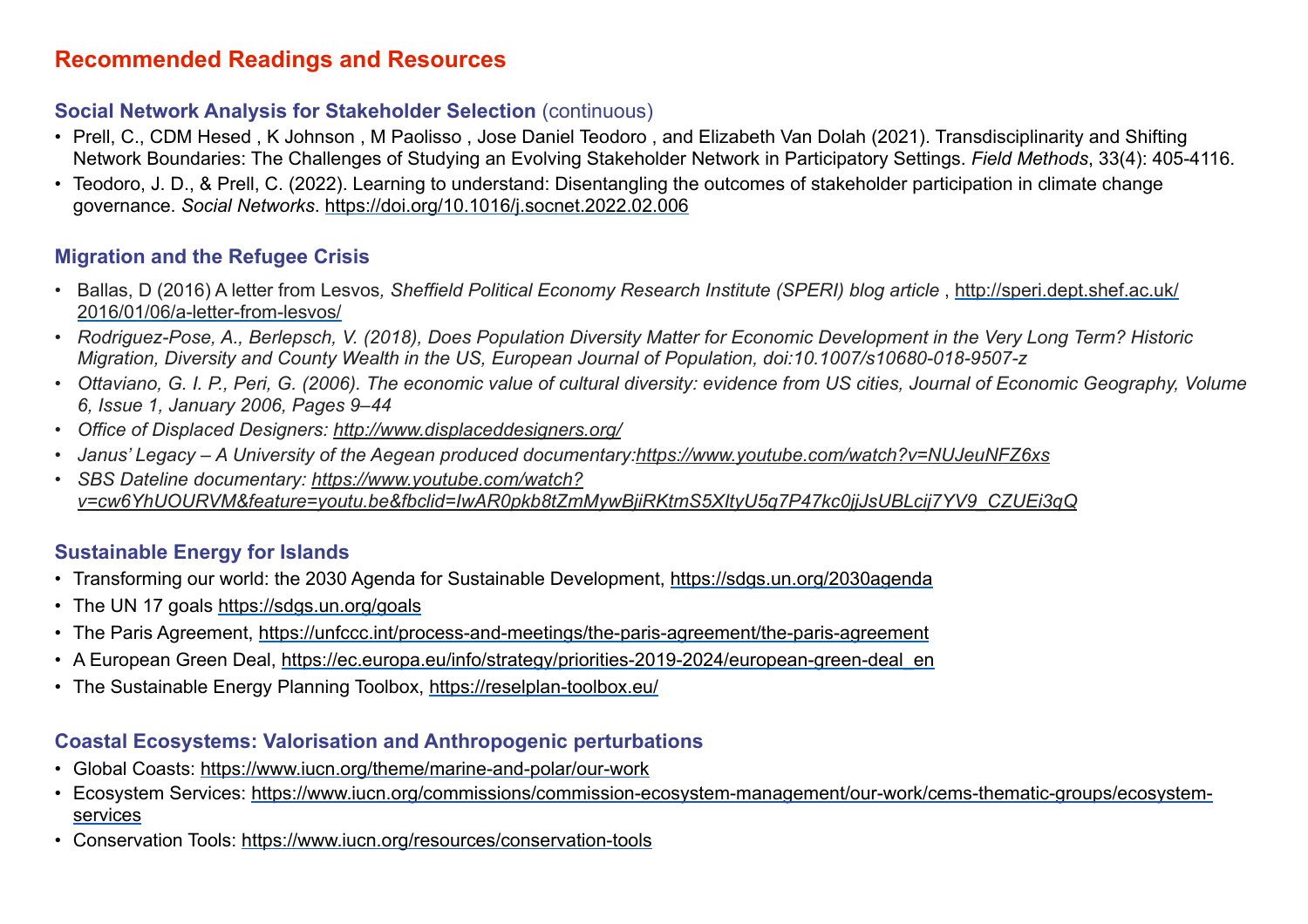## Recommended Readings and Resources

### Social Network Analysis for Stakeholder Selection (continuous)

- Prell, C., CDM Hesed , K Johnson , M Paolisso , Jose Daniel Teodoro , and Elizabeth Van Dolah (2021). Transdisciplinarity and Shifting Network Boundaries: The Challenges of Studying an Evolving Stakeholder Network in Participatory Settings. *Field Methods*, 33(4): 405-4116.
- Teodoro, J. D., & Prell, C. (2022). Learning to understand: Disentangling the outcomes of stakeholder participation in climate change governance. *Social Networks*. https://doi.org/10.1016/j.socnet.2022.02.006

### Migration and the Refugee Crisis

- Ballas, D (2016) A letter from Lesvos, *Sheffield Political Economy Research Institute (SPERI) blog article* , http://speri.dept.shef.ac.uk/2016/01/06/a-letter-from-lesvos/
- *Rodriguez-Pose, A., Berlepsch, V. (2018), Does Population Diversity Matter for Economic Development in the Very Long Term? Historic Migration, Diversity and County Wealth in the US, European Journal of Population, doi:10.1007/s10680-018-9507-z*
- *Ottaviano, G. I. P., Peri, G. (2006). The economic value of cultural diversity: evidence from US cities, Journal of Economic Geography, Volume 6, Issue 1, January 2006, Pages 9–44*
- *Office of Displaced Designers: http://www.displaceddesigners.org/*
- *Janus' Legacy – A University of the Aegean produced documentary:https://www.youtube.com/watch?v=NUJeuNFZ6xs*
- *SBS Dateline documentary: https://www.youtube.com/watch?v=cw6YhUOURVM&feature=youtu.be&fbclid=IwAR0pkb8tZmMywBjiRKtmS5XItyU5q7P47kc0jjJsUBLcij7YV9_CZUEi3qQ*

### Sustainable Energy for Islands

- Transforming our world: the 2030 Agenda for Sustainable Development, https://sdgs.un.org/2030agenda
- The UN 17 goals https://sdgs.un.org/goals
- The Paris Agreement, https://unfccc.int/process-and-meetings/the-paris-agreement/the-paris-agreement
- A European Green Deal, https://ec.europa.eu/info/strategy/priorities-2019-2024/european-green-deal_en
- The Sustainable Energy Planning Toolbox, https://reselplan-toolbox.eu/

### Coastal Ecosystems: Valorisation and Anthropogenic perturbations

- Global Coasts: https://www.iucn.org/theme/marine-and-polar/our-work
- Ecosystem Services: https://www.iucn.org/commissions/commission-ecosystem-management/our-work/cems-thematic-groups/ecosystem-services
- Conservation Tools: https://www.iucn.org/resources/conservation-tools